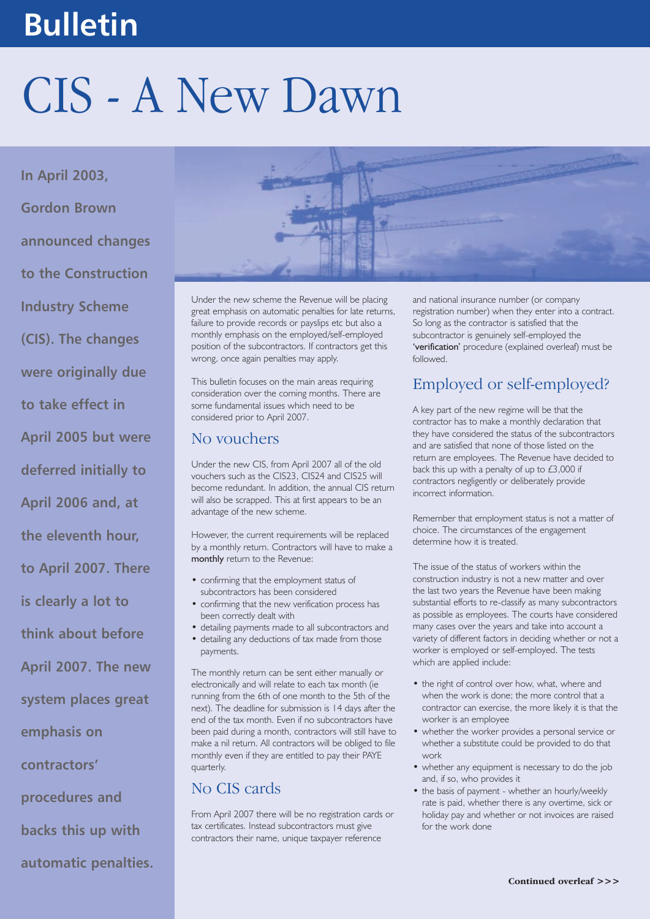# Bulletin

# CIS - A New Dawn

**In April 2003, Gordon Brown announced changes to the Construction Industry Scheme (CIS). The changes were originally due to take effect in April 2005 but were deferred initially to April 2006 and, at the eleventh hour, to April 2007. There is clearly a lot to think about before April 2007. The new system places great emphasis on contractors' procedures and backs this up with automatic penalties.**

Under the new scheme the Revenue will be placing great emphasis on automatic penalties for late returns, failure to provide records or payslips etc but also a monthly emphasis on the employed/self-employed position of the subcontractors. If contractors get this wrong, once again penalties may apply.

This bulletin focuses on the main areas requiring consideration over the coming months. There are some fundamental issues which need to be considered prior to April 2007.

## No vouchers

Under the new CIS, from April 2007 all of the old vouchers such as the CIS23, CIS24 and CIS25 will become redundant. In addition, the annual CIS return will also be scrapped. This at first appears to be an advantage of the new scheme.

However, the current requirements will be replaced by a monthly return. Contractors will have to make a **monthly** return to the Revenue:

- confirming that the employment status of subcontractors has been considered
- confirming that the new verification process has been correctly dealt with
- detailing payments made to all subcontractors and
- detailing any deductions of tax made from those payments.

The monthly return can be sent either manually or electronically and will relate to each tax month (ie running from the 6th of one month to the 5th of the next). The deadline for submission is 14 days after the end of the tax month. Even if no subcontractors have been paid during a month, contractors will still have to make a nil return. All contractors will be obliged to file monthly even if they are entitled to pay their PAYE quarterly.

## No CIS cards

From April 2007 there will be no registration cards or tax certificates. Instead subcontractors must give contractors their name, unique taxpayer reference and national insurance number (or company registration number) when they enter into a contract. So long as the contractor is satisfied that the subcontractor is genuinely self-employed the **'verification'** procedure (explained overleaf) must be followed.

## Employed or self-employed?

A key part of the new regime will be that the contractor has to make a monthly declaration that they have considered the status of the subcontractors and are satisfied that none of those listed on the return are employees. The Revenue have decided to back this up with a penalty of up to £3,000 if contractors negligently or deliberately provide incorrect information.

Remember that employment status is not a matter of choice. The circumstances of the engagement determine how it is treated.

The issue of the status of workers within the construction industry is not a new matter and over the last two years the Revenue have been making substantial efforts to re-classify as many subcontractors as possible as employees. The courts have considered many cases over the years and take into account a variety of different factors in deciding whether or not a worker is employed or self-employed. The tests which are applied include:

- the right of control over how, what, where and when the work is done; the more control that a contractor can exercise, the more likely it is that the worker is an employee
- whether the worker provides a personal service or whether a substitute could be provided to do that work
- whether any equipment is necessary to do the job and, if so, who provides it
- the basis of payment - whether an hourly/weekly rate is paid, whether there is any overtime, sick or holiday pay and whether or not invoices are raised for the work done

**Continued overleaf >>>**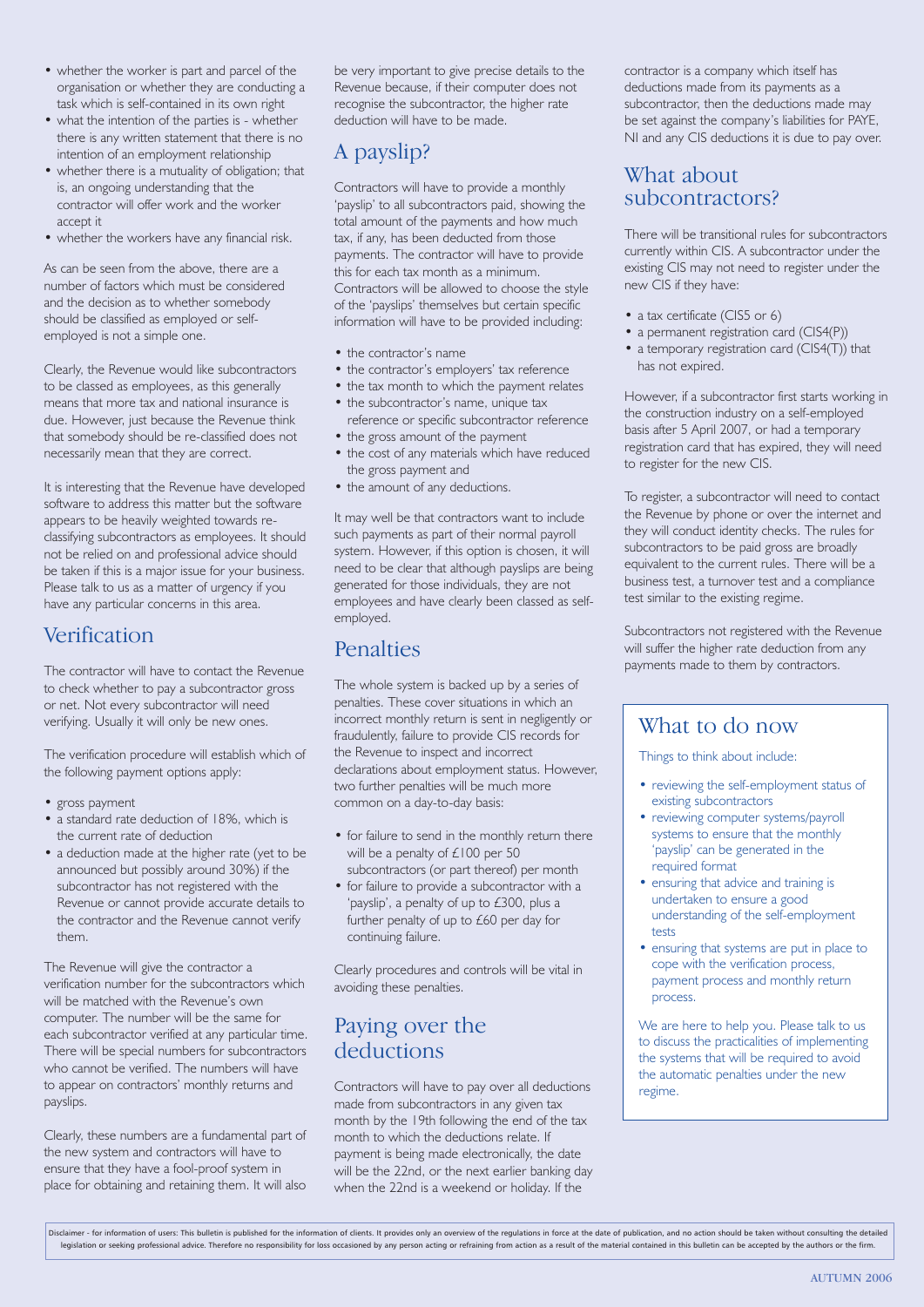- whether the worker is part and parcel of the organisation or whether they are conducting a task which is self-contained in its own right
- what the intention of the parties is - whether there is any written statement that there is no intention of an employment relationship
- whether there is a mutuality of obligation; that is, an ongoing understanding that the contractor will offer work and the worker accept it
- whether the workers have any financial risk.

As can be seen from the above, there are a number of factors which must be considered and the decision as to whether somebody should be classified as employed or self-employed is not a simple one.

Clearly, the Revenue would like subcontractors to be classed as employees, as this generally means that more tax and national insurance is due. However, just because the Revenue think that somebody should be re-classified does not necessarily mean that they are correct.

It is interesting that the Revenue have developed software to address this matter but the software appears to be heavily weighted towards re-classifying subcontractors as employees. It should not be relied on and professional advice should be taken if this is a major issue for your business. Please talk to us as a matter of urgency if you have any particular concerns in this area.

## Verification

The contractor will have to contact the Revenue to check whether to pay a subcontractor gross or net. Not every subcontractor will need verifying. Usually it will only be new ones.

The verification procedure will establish which of the following payment options apply:

- gross payment
- a standard rate deduction of 18%, which is the current rate of deduction
- a deduction made at the higher rate (yet to be announced but possibly around 30%) if the subcontractor has not registered with the Revenue or cannot provide accurate details to the contractor and the Revenue cannot verify them.

The Revenue will give the contractor a verification number for the subcontractors which will be matched with the Revenue's own computer. The number will be the same for each subcontractor verified at any particular time. There will be special numbers for subcontractors who cannot be verified. The numbers will have to appear on contractors' monthly returns and payslips.

Clearly, these numbers are a fundamental part of the new system and contractors will have to ensure that they have a fool-proof system in place for obtaining and retaining them. It will also be very important to give precise details to the Revenue because, if their computer does not recognise the subcontractor, the higher rate deduction will have to be made.

## A payslip?

Contractors will have to provide a monthly 'payslip' to all subcontractors paid, showing the total amount of the payments and how much tax, if any, has been deducted from those payments. The contractor will have to provide this for each tax month as a minimum. Contractors will be allowed to choose the style of the 'payslips' themselves but certain specific information will have to be provided including:

- the contractor's name
- the contractors' employers' tax reference
- the tax month to which the payment relates
- the subcontractor's name, unique tax reference or specific subcontractor reference
- the gross amount of the payment
- the cost of any materials which have reduced the gross payment and
- the amount of any deductions.

It may well be that contractors want to include such payments as part of their normal payroll system. However, if this option is chosen, it will need to be clear that although payslips are being generated for those individuals, they are not employees and have clearly been classed as self-employed.

## Penalties

The whole system is backed up by a series of penalties. These cover situations in which an incorrect monthly return is sent in negligently or fraudulently, failure to provide CIS records for the Revenue to inspect and incorrect declarations about employment status. However, two further penalties will be much more common on a day-to-day basis:

- for failure to send in the monthly return there will be a penalty of £100 per 50 subcontractors (or part thereof) per month
- for failure to provide a subcontractor with a 'payslip', a penalty of up to £300, plus a further penalty of up to £60 per day for continuing failure.

Clearly procedures and controls will be vital in avoiding these penalties.

## Paying over the deductions

Contractors will have to pay over all deductions made from subcontractors in any given tax month by the 19th following the end of the tax month to which the deductions relate. If payment is being made electronically, the date will be the 22nd, or the next earlier banking day when the 22nd is a weekend or holiday. If the contractor is a company which itself has deductions made from its payments as a subcontractor, then the deductions made may be set against the company's liabilities for PAYE, NI and any CIS deductions it is due to pay over.

## What about subcontractors?

There will be transitional rules for subcontractors currently within CIS. A subcontractor under the existing CIS may not need to register under the new CIS if they have:

- a tax certificate (CIS5 or 6)
- a permanent registration card (CIS4(P))
- a temporary registration card (CIS4(T)) that has not expired.

However, if a subcontractor first starts working in the construction industry on a self-employed basis after 5 April 2007, or had a temporary registration card that has expired, they will need to register for the new CIS.

To register, a subcontractor will need to contact the Revenue by phone or over the internet and they will conduct identity checks. The rules for subcontractors to be paid gross are broadly equivalent to the current rules. There will be a business test, a turnover test and a compliance test similar to the existing regime.

Subcontractors not registered with the Revenue will suffer the higher rate deduction from any payments made to them by contractors.

## What to do now

Things to think about include:

- reviewing the self-employment status of existing subcontractors
- reviewing computer systems/payroll systems to ensure that the monthly 'payslip' can be generated in the required format
- ensuring that advice and training is undertaken to ensure a good understanding of the self-employment tests
- ensuring that systems are put in place to cope with the verification process, payment process and monthly return process.

We are here to help you. Please talk to us to discuss the practicalities of implementing the systems that will be required to avoid the automatic penalties under the new regime.

Disclaimer - for information of users: This bulletin is published for the information of clients. It provides only an overview of the regulations in force at the date of publication, and no action should be taken without consulting the detailed legislation or seeking professional advice. Therefore no responsibility for loss occasioned by any person acting or refraining from action as a result of the material contained in this bulletin can be accepted by the authors or the firm.